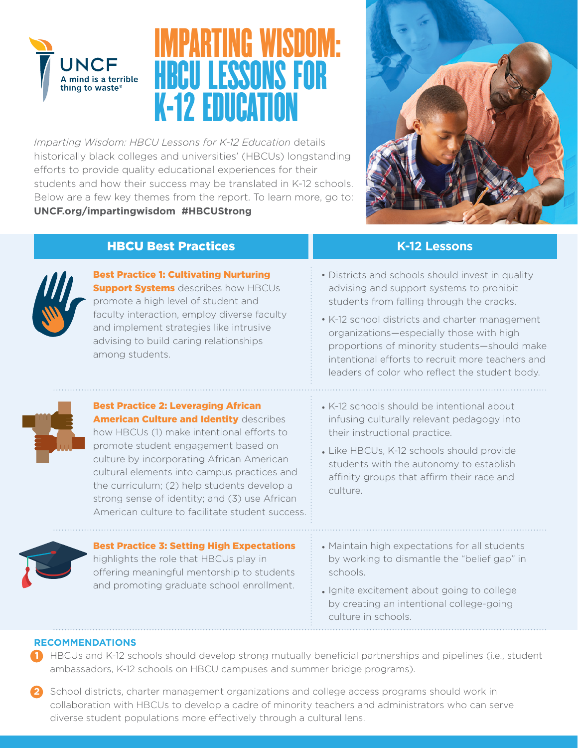UNCF

A mind is a terrible thing to waste®

# IMPARTING WISDOM: HBCU LESSONS FOR K-12 EDUCATION

*Imparting Wisdom: HBCU Lessons for K-12 Education* details historically black colleges and universities' (HBCUs) longstanding efforts to provide quality educational experiences for their students and how their success may be translated in K-12 schools. Below are a few key themes from the report. To learn more, go to: **UNCF.org/impartingwisdom #HBCUStrong**

| HBCU Best Practices | K-12 Lessons |
|---|---|
| **Best Practice 1: Cultivating Nurturing Support Systems** describes how HBCUs promote a high level of student and faculty interaction, employ diverse faculty and implement strategies like intrusive advising to build caring relationships among students. | • Districts and schools should invest in quality advising and support systems to prohibit students from falling through the cracks.<br>• K-12 school districts and charter management organizations—especially those with high proportions of minority students—should make intentional efforts to recruit more teachers and leaders of color who reflect the student body. |
| **Best Practice 2: Leveraging African American Culture and Identity** describes how HBCUs (1) make intentional efforts to promote student engagement based on culture by incorporating African American cultural elements into campus practices and the curriculum; (2) help students develop a strong sense of identity; and (3) use African American culture to facilitate student success. | • K-12 schools should be intentional about infusing culturally relevant pedagogy into their instructional practice.<br>• Like HBCUs, K-12 schools should provide students with the autonomy to establish affinity groups that affirm their race and culture. |
| **Best Practice 3: Setting High Expectations** highlights the role that HBCUs play in offering meaningful mentorship to students and promoting graduate school enrollment. | • Maintain high expectations for all students by working to dismantle the "belief gap" in schools.<br>• Ignite excitement about going to college by creating an intentional college-going culture in schools. |

## RECOMMENDATIONS

1. HBCUs and K-12 schools should develop strong mutually beneficial partnerships and pipelines (i.e., student ambassadors, K-12 schools on HBCU campuses and summer bridge programs).
2. School districts, charter management organizations and college access programs should work in collaboration with HBCUs to develop a cadre of minority teachers and administrators who can serve diverse student populations more effectively through a cultural lens.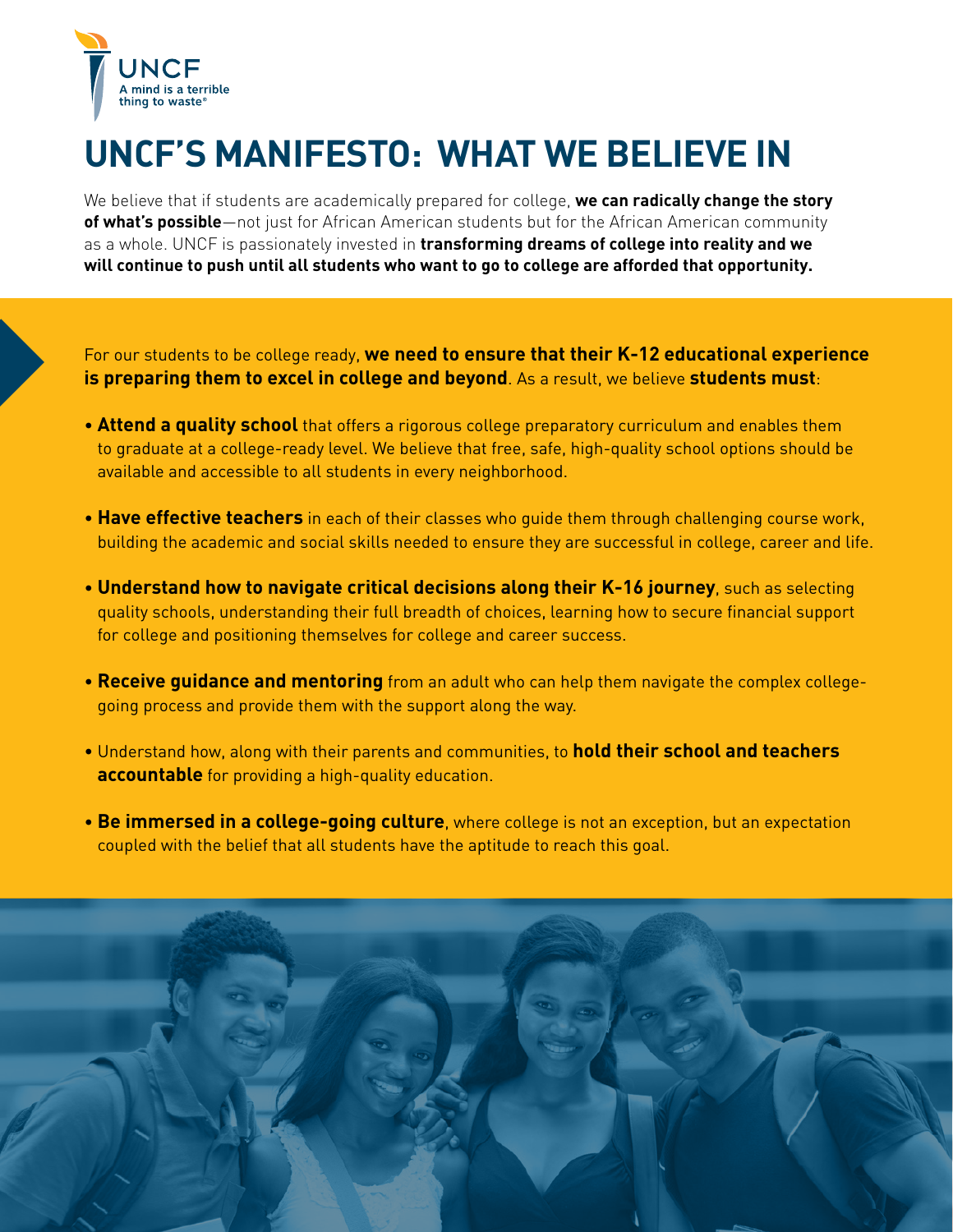UNCF
A mind is a terrible thing to waste®

# UNCF'S MANIFESTO: WHAT WE BELIEVE IN

We believe that if students are academically prepared for college, **we can radically change the story of what's possible**—not just for African American students but for the African American community as a whole. UNCF is passionately invested in **transforming dreams of college into reality and we will continue to push until all students who want to go to college are afforded that opportunity.**

For our students to be college ready, **we need to ensure that their K-12 educational experience is preparing them to excel in college and beyond**. As a result, we believe **students must**:

- **Attend a quality school** that offers a rigorous college preparatory curriculum and enables them to graduate at a college-ready level. We believe that free, safe, high-quality school options should be available and accessible to all students in every neighborhood.
- **Have effective teachers** in each of their classes who guide them through challenging course work, building the academic and social skills needed to ensure they are successful in college, career and life.
- **Understand how to navigate critical decisions along their K-16 journey**, such as selecting quality schools, understanding their full breadth of choices, learning how to secure financial support for college and positioning themselves for college and career success.
- **Receive guidance and mentoring** from an adult who can help them navigate the complex college-going process and provide them with the support along the way.
- Understand how, along with their parents and communities, to **hold their school and teachers accountable** for providing a high-quality education.
- **Be immersed in a college-going culture**, where college is not an exception, but an expectation coupled with the belief that all students have the aptitude to reach this goal.